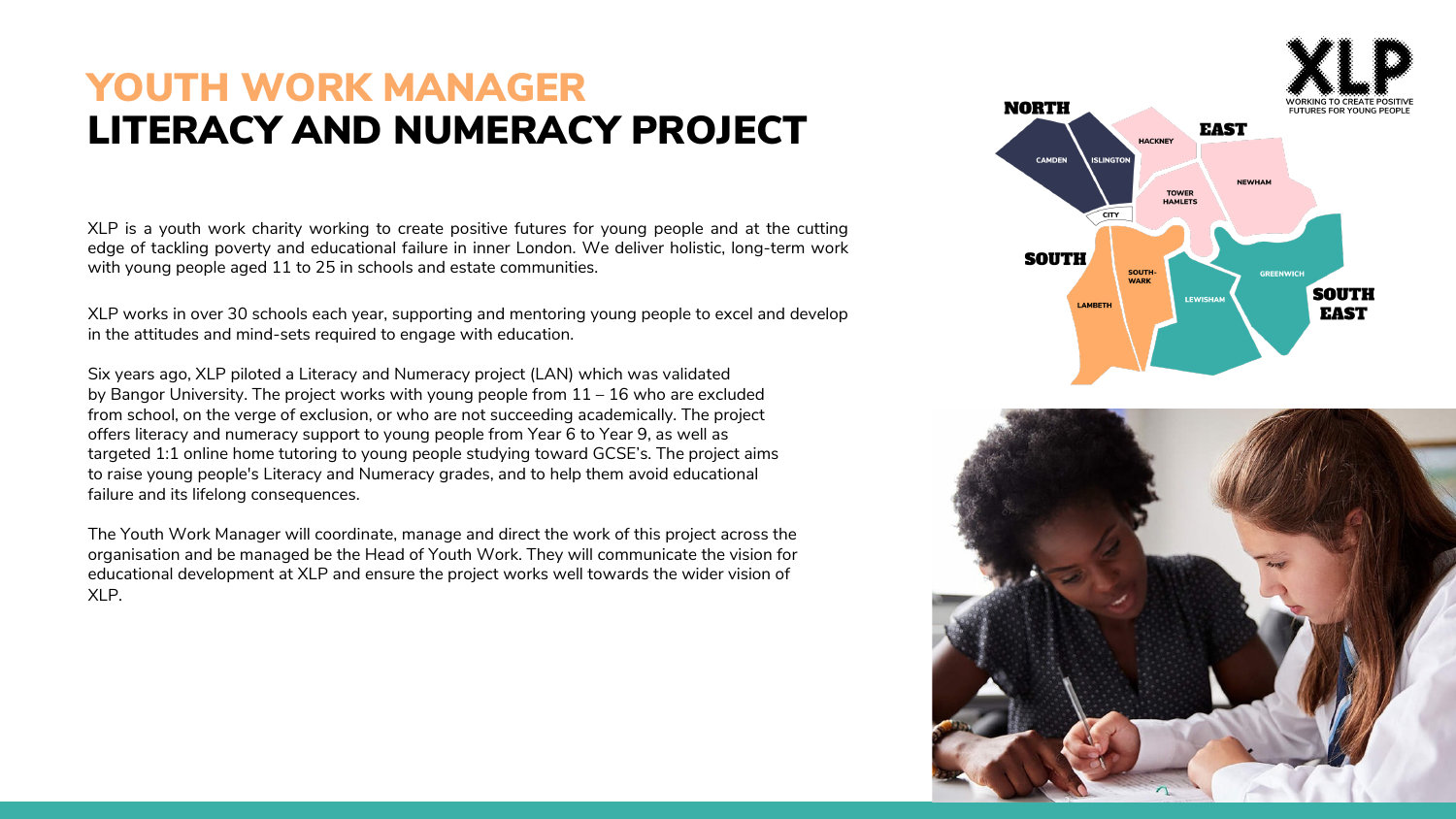# YOUTH WORK MANAGER
# LITERACY AND NUMERACY PROJECT

XLP is a youth work charity working to create positive futures for young people and at the cutting edge of tackling poverty and educational failure in inner London. We deliver holistic, long-term work with young people aged 11 to 25 in schools and estate communities.

XLP works in over 30 schools each year, supporting and mentoring young people to excel and develop in the attitudes and mind-sets required to engage with education.

Six years ago, XLP piloted a Literacy and Numeracy project (LAN) which was validated by Bangor University. The project works with young people from 11 – 16 who are excluded from school, on the verge of exclusion, or who are not succeeding academically. The project offers literacy and numeracy support to young people from Year 6 to Year 9, as well as targeted 1:1 online home tutoring to young people studying toward GCSE's. The project aims to raise young people's Literacy and Numeracy grades, and to help them avoid educational failure and its lifelong consequences.

The Youth Work Manager will coordinate, manage and direct the work of this project across the organisation and be managed be the Head of Youth Work. They will communicate the vision for educational development at XLP and ensure the project works well towards the wider vision of XLP.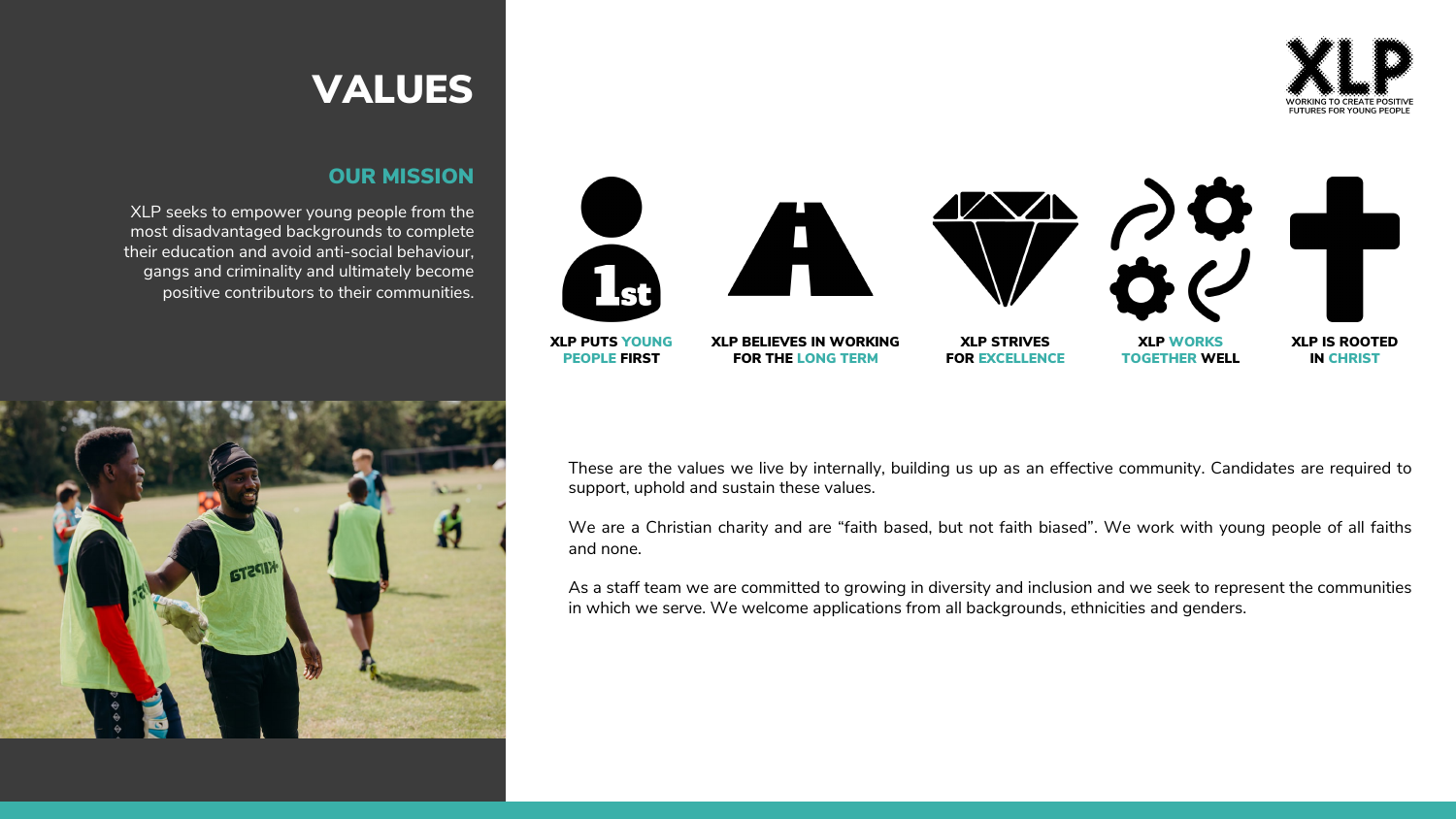# VALUES

## OUR MISSION

XLP seeks to empower young people from the most disadvantaged backgrounds to complete their education and avoid anti-social behaviour, gangs and criminality and ultimately become positive contributors to their communities.

- **XLP PUTS YOUNG PEOPLE FIRST**
- **XLP BELIEVES IN WORKING FOR THE LONG TERM**
- **XLP STRIVES FOR EXCELLENCE**
- **XLP WORKS TOGETHER WELL**
- **XLP IS ROOTED IN CHRIST**

These are the values we live by internally, building us up as an effective community. Candidates are required to support, uphold and sustain these values.

We are a Christian charity and are "faith based, but not faith biased". We work with young people of all faiths and none.

As a staff team we are committed to growing in diversity and inclusion and we seek to represent the communities in which we serve. We welcome applications from all backgrounds, ethnicities and genders.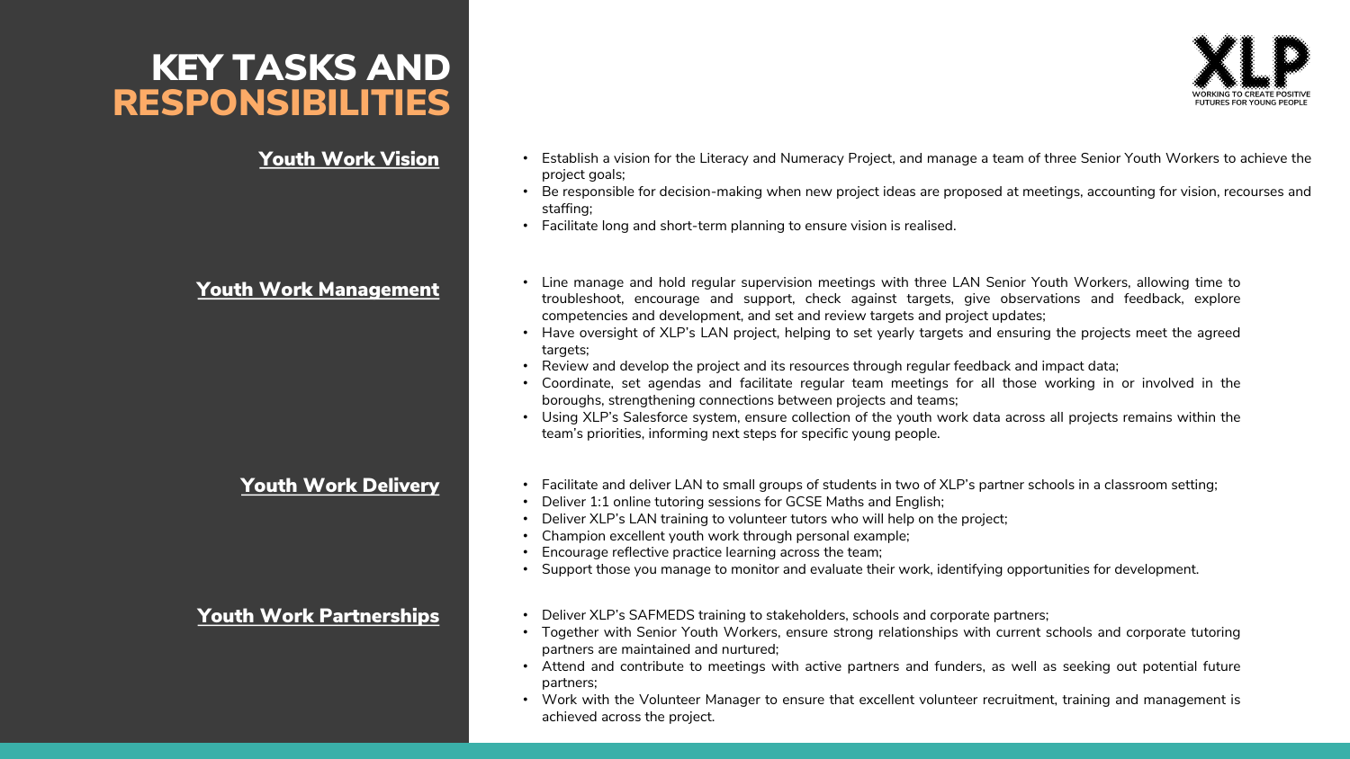# KEY TASKS AND RESPONSIBILITIES

XLP
WORKING TO CREATE POSITIVE FUTURES FOR YOUNG PEOPLE

## Youth Work Vision

- Establish a vision for the Literacy and Numeracy Project, and manage a team of three Senior Youth Workers to achieve the project goals;
- Be responsible for decision-making when new project ideas are proposed at meetings, accounting for vision, recourses and staffing;
- Facilitate long and short-term planning to ensure vision is realised.

## Youth Work Management

- Line manage and hold regular supervision meetings with three LAN Senior Youth Workers, allowing time to troubleshoot, encourage and support, check against targets, give observations and feedback, explore competencies and development, and set and review targets and project updates;
- Have oversight of XLP's LAN project, helping to set yearly targets and ensuring the projects meet the agreed targets;
- Review and develop the project and its resources through regular feedback and impact data;
- Coordinate, set agendas and facilitate regular team meetings for all those working in or involved in the boroughs, strengthening connections between projects and teams;
- Using XLP's Salesforce system, ensure collection of the youth work data across all projects remains within the team's priorities, informing next steps for specific young people.

## Youth Work Delivery

- Facilitate and deliver LAN to small groups of students in two of XLP's partner schools in a classroom setting;
- Deliver 1:1 online tutoring sessions for GCSE Maths and English;
- Deliver XLP's LAN training to volunteer tutors who will help on the project;
- Champion excellent youth work through personal example;
- Encourage reflective practice learning across the team;
- Support those you manage to monitor and evaluate their work, identifying opportunities for development.

## Youth Work Partnerships

- Deliver XLP's SAFMEDS training to stakeholders, schools and corporate partners;
- Together with Senior Youth Workers, ensure strong relationships with current schools and corporate tutoring partners are maintained and nurtured;
- Attend and contribute to meetings with active partners and funders, as well as seeking out potential future partners;
- Work with the Volunteer Manager to ensure that excellent volunteer recruitment, training and management is achieved across the project.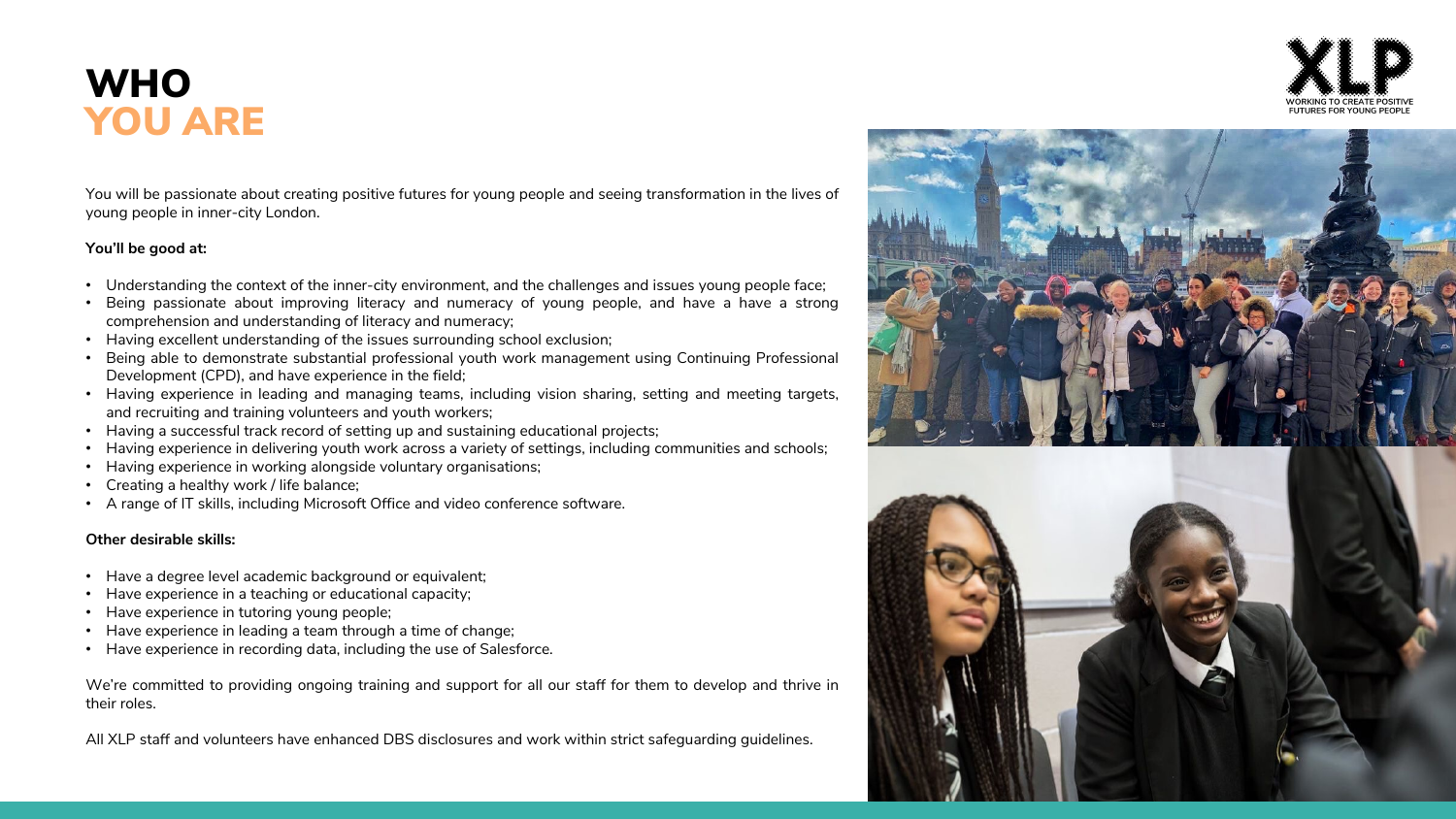# WHO YOU ARE

You will be passionate about creating positive futures for young people and seeing transformation in the lives of young people in inner-city London.

**You'll be good at:**

- Understanding the context of the inner-city environment, and the challenges and issues young people face;
- Being passionate about improving literacy and numeracy of young people, and have a have a strong comprehension and understanding of literacy and numeracy;
- Having excellent understanding of the issues surrounding school exclusion;
- Being able to demonstrate substantial professional youth work management using Continuing Professional Development (CPD), and have experience in the field;
- Having experience in leading and managing teams, including vision sharing, setting and meeting targets, and recruiting and training volunteers and youth workers;
- Having a successful track record of setting up and sustaining educational projects;
- Having experience in delivering youth work across a variety of settings, including communities and schools;
- Having experience in working alongside voluntary organisations;
- Creating a healthy work / life balance;
- A range of IT skills, including Microsoft Office and video conference software.

**Other desirable skills:**

- Have a degree level academic background or equivalent;
- Have experience in a teaching or educational capacity;
- Have experience in tutoring young people;
- Have experience in leading a team through a time of change;
- Have experience in recording data, including the use of Salesforce.

We're committed to providing ongoing training and support for all our staff for them to develop and thrive in their roles.

All XLP staff and volunteers have enhanced DBS disclosures and work within strict safeguarding guidelines.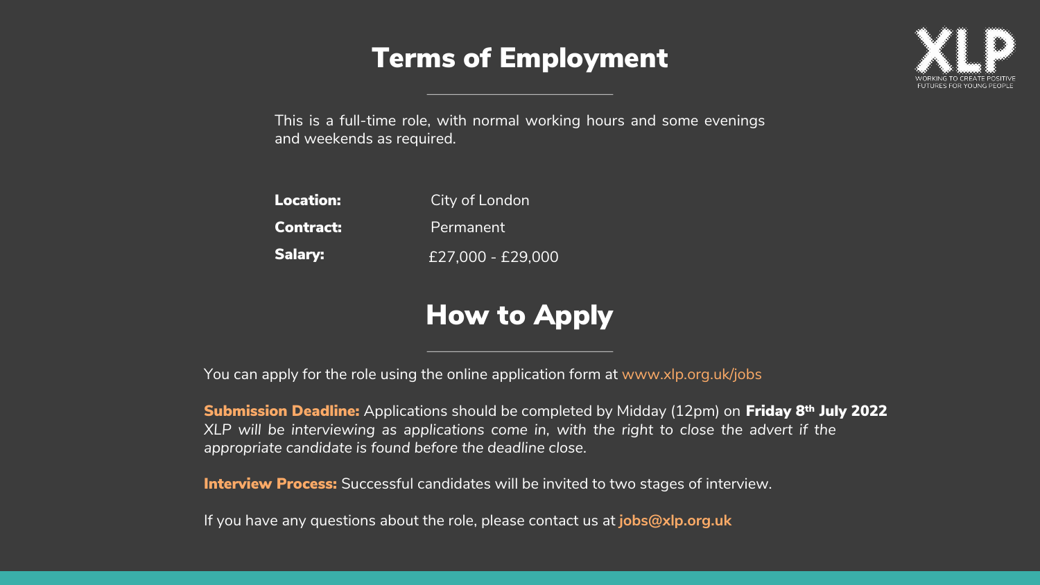XLP
WORKING TO CREATE POSITIVE FUTURES FOR YOUNG PEOPLE

# Terms of Employment

This is a full-time role, with normal working hours and some evenings and weekends as required.

| | |
|---|---|
| **Location:** | City of London |
| **Contract:** | Permanent |
| **Salary:** | £27,000 - £29,000 |

# How to Apply

You can apply for the role using the online application form at www.xlp.org.uk/jobs

**Submission Deadline:** Applications should be completed by Midday (12pm) on **Friday 8th July 2022**
*XLP will be interviewing as applications come in, with the right to close the advert if the appropriate candidate is found before the deadline close.*

**Interview Process:** Successful candidates will be invited to two stages of interview.

If you have any questions about the role, please contact us at **jobs@xlp.org.uk**